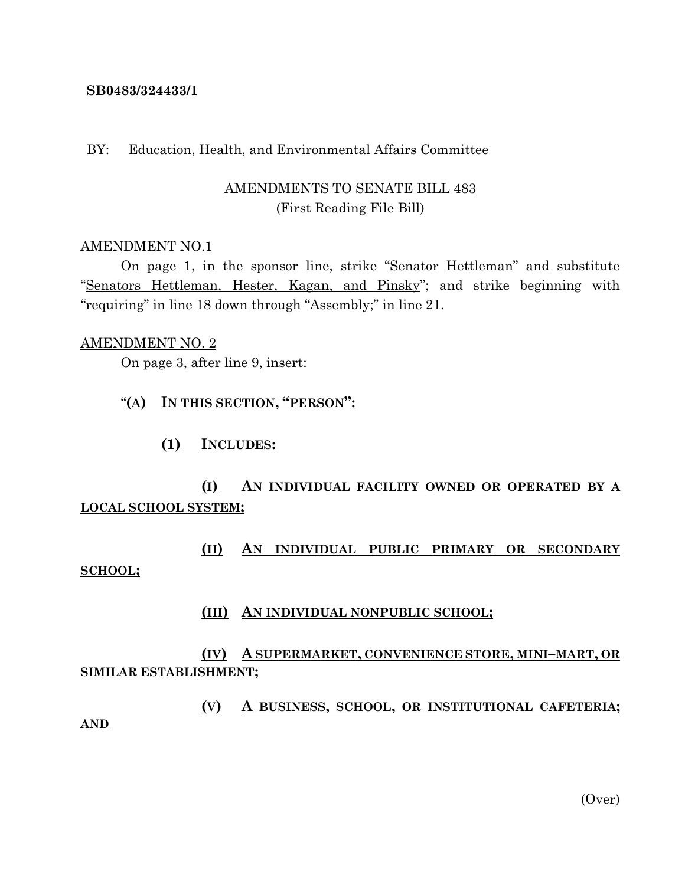**SB0483/324433/1**

BY: Education, Health, and Environmental Affairs Committee

AMENDMENTS TO SENATE BILL 483
(First Reading File Bill)

AMENDMENT NO.1

On page 1, in the sponsor line, strike "Senator Hettleman" and substitute "Senators Hettleman, Hester, Kagan, and Pinsky"; and strike beginning with "requiring" in line 18 down through "Assembly;" in line 21.

AMENDMENT NO. 2

On page 3, after line 9, insert:

"**(A) IN THIS SECTION, "PERSON":**

**(1) INCLUDES:**

**(I) AN INDIVIDUAL FACILITY OWNED OR OPERATED BY A LOCAL SCHOOL SYSTEM;**

**(II) AN INDIVIDUAL PUBLIC PRIMARY OR SECONDARY SCHOOL;**

**(III) AN INDIVIDUAL NONPUBLIC SCHOOL;**

**(IV) A SUPERMARKET, CONVENIENCE STORE, MINI–MART, OR SIMILAR ESTABLISHMENT;**

**(V) A BUSINESS, SCHOOL, OR INSTITUTIONAL CAFETERIA; AND**

(Over)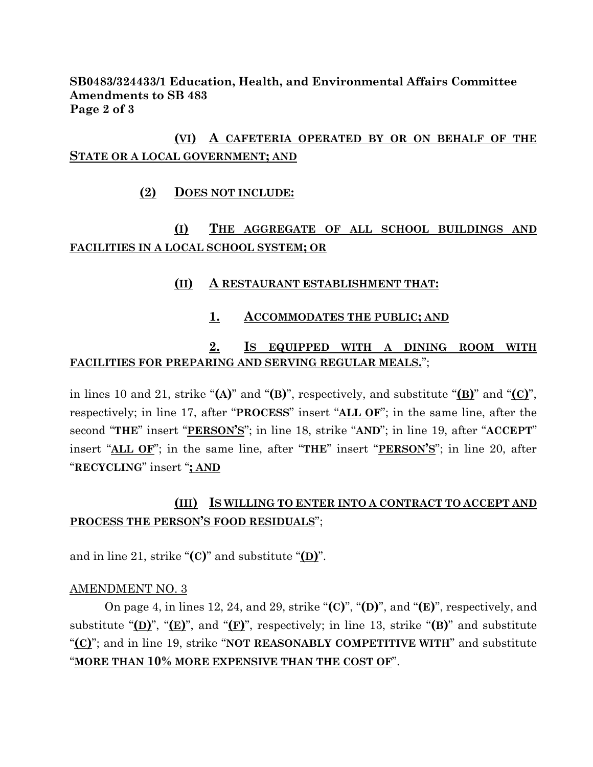**SB0483/324433/1 Education, Health, and Environmental Affairs Committee**
**Amendments to SB 483**

**(VI) A CAFETERIA OPERATED BY OR ON BEHALF OF THE STATE OR A LOCAL GOVERNMENT; AND**

**(2) DOES NOT INCLUDE:**

**(I) THE AGGREGATE OF ALL SCHOOL BUILDINGS AND FACILITIES IN A LOCAL SCHOOL SYSTEM; OR**

**(II) A RESTAURANT ESTABLISHMENT THAT:**

**1. ACCOMMODATES THE PUBLIC; AND**

**2. IS EQUIPPED WITH A DINING ROOM WITH FACILITIES FOR PREPARING AND SERVING REGULAR MEALS.**";

in lines 10 and 21, strike "**(A)**" and "**(B)**", respectively, and substitute "**(B)**" and "**(C)**", respectively; in line 17, after "**PROCESS**" insert "**ALL OF**"; in the same line, after the second "**THE**" insert "**PERSON'S**"; in line 18, strike "**AND**"; in line 19, after "**ACCEPT**" insert "**ALL OF**"; in the same line, after "**THE**" insert "**PERSON'S**"; in line 20, after "**RECYCLING**" insert "**; AND**

**(III) IS WILLING TO ENTER INTO A CONTRACT TO ACCEPT AND PROCESS THE PERSON'S FOOD RESIDUALS**";

and in line 21, strike "**(C)**" and substitute "**(D)**".

AMENDMENT NO. 3

On page 4, in lines 12, 24, and 29, strike "**(C)**", "**(D)**", and "**(E)**", respectively, and substitute "**(D)**", "**(E)**", and "**(F)**", respectively; in line 13, strike "**(B)**" and substitute "**(C)**"; and in line 19, strike "**NOT REASONABLY COMPETITIVE WITH**" and substitute "**MORE THAN 10% MORE EXPENSIVE THAN THE COST OF**".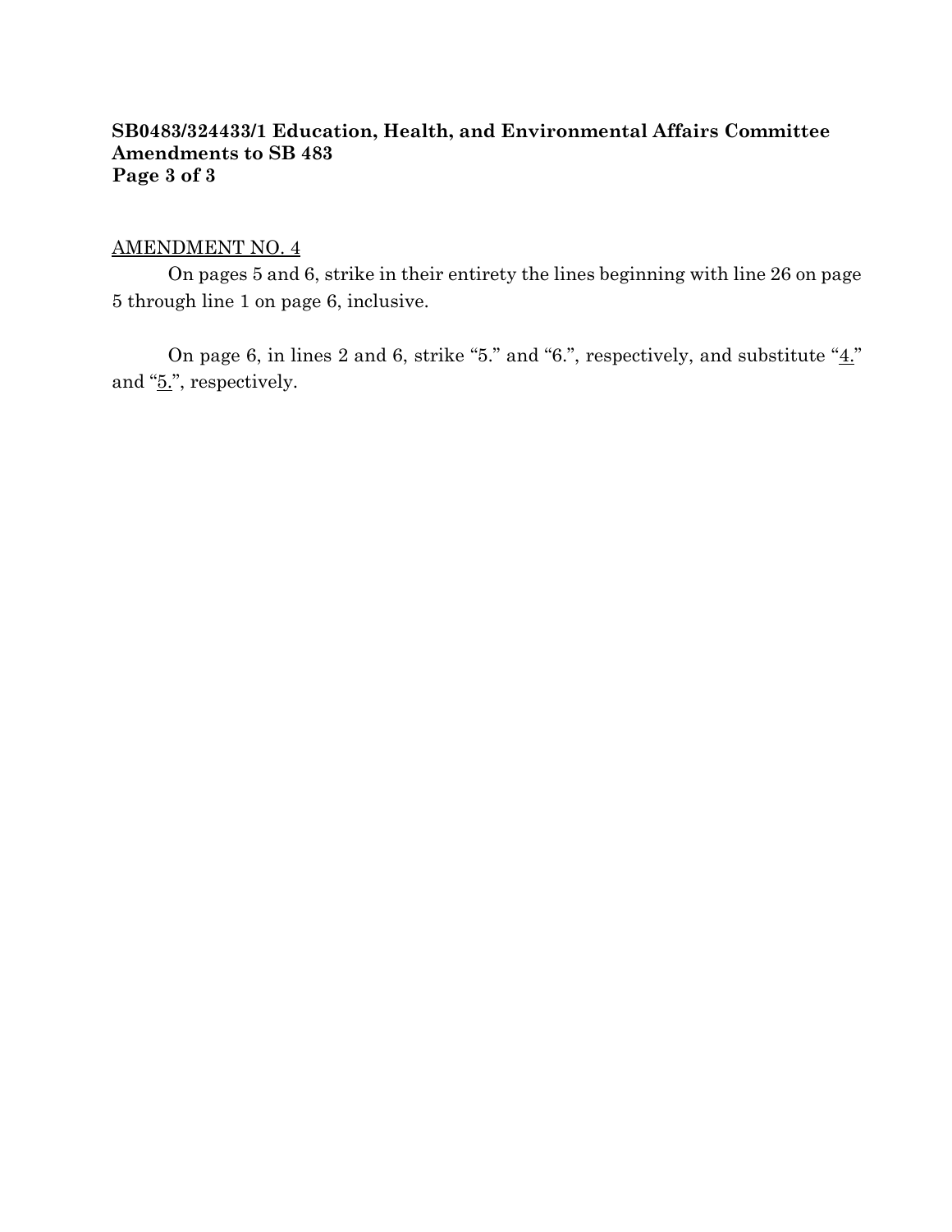AMENDMENT NO. 4

On pages 5 and 6, strike in their entirety the lines beginning with line 26 on page 5 through line 1 on page 6, inclusive.

On page 6, in lines 2 and 6, strike "5." and "6.", respectively, and substitute "4." and "5.", respectively.